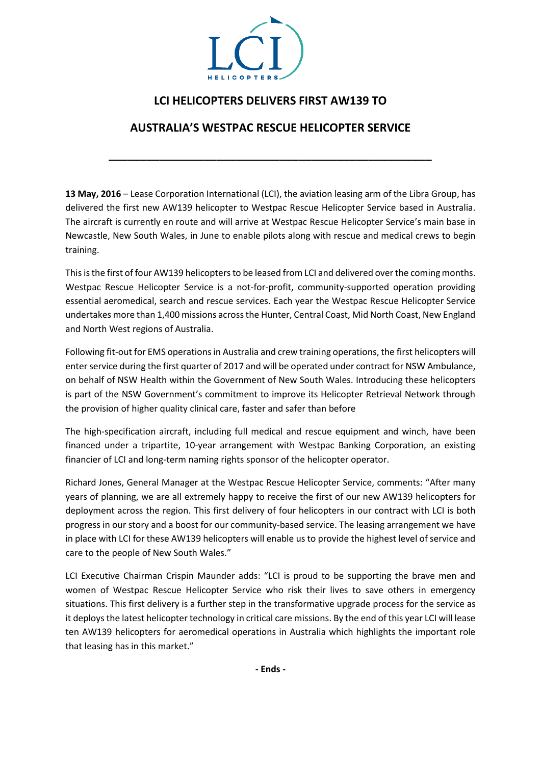# LCI HELICOPTERS DELIVERS FIRST AW139 TO

# AUSTRALIA'S WESTPAC RESCUE HELICOPTER SERVICE

---

**13 May, 2016** – Lease Corporation International (LCI), the aviation leasing arm of the Libra Group, has delivered the first new AW139 helicopter to Westpac Rescue Helicopter Service based in Australia. The aircraft is currently en route and will arrive at Westpac Rescue Helicopter Service's main base in Newcastle, New South Wales, in June to enable pilots along with rescue and medical crews to begin training.

This is the first of four AW139 helicopters to be leased from LCI and delivered over the coming months. Westpac Rescue Helicopter Service is a not-for-profit, community-supported operation providing essential aeromedical, search and rescue services. Each year the Westpac Rescue Helicopter Service undertakes more than 1,400 missions across the Hunter, Central Coast, Mid North Coast, New England and North West regions of Australia.

Following fit-out for EMS operations in Australia and crew training operations, the first helicopters will enter service during the first quarter of 2017 and will be operated under contract for NSW Ambulance, on behalf of NSW Health within the Government of New South Wales. Introducing these helicopters is part of the NSW Government's commitment to improve its Helicopter Retrieval Network through the provision of higher quality clinical care, faster and safer than before

The high-specification aircraft, including full medical and rescue equipment and winch, have been financed under a tripartite, 10-year arrangement with Westpac Banking Corporation, an existing financier of LCI and long-term naming rights sponsor of the helicopter operator.

Richard Jones, General Manager at the Westpac Rescue Helicopter Service, comments: "After many years of planning, we are all extremely happy to receive the first of our new AW139 helicopters for deployment across the region. This first delivery of four helicopters in our contract with LCI is both progress in our story and a boost for our community-based service. The leasing arrangement we have in place with LCI for these AW139 helicopters will enable us to provide the highest level of service and care to the people of New South Wales."

LCI Executive Chairman Crispin Maunder adds: "LCI is proud to be supporting the brave men and women of Westpac Rescue Helicopter Service who risk their lives to save others in emergency situations. This first delivery is a further step in the transformative upgrade process for the service as it deploys the latest helicopter technology in critical care missions. By the end of this year LCI will lease ten AW139 helicopters for aeromedical operations in Australia which highlights the important role that leasing has in this market."

**- Ends -**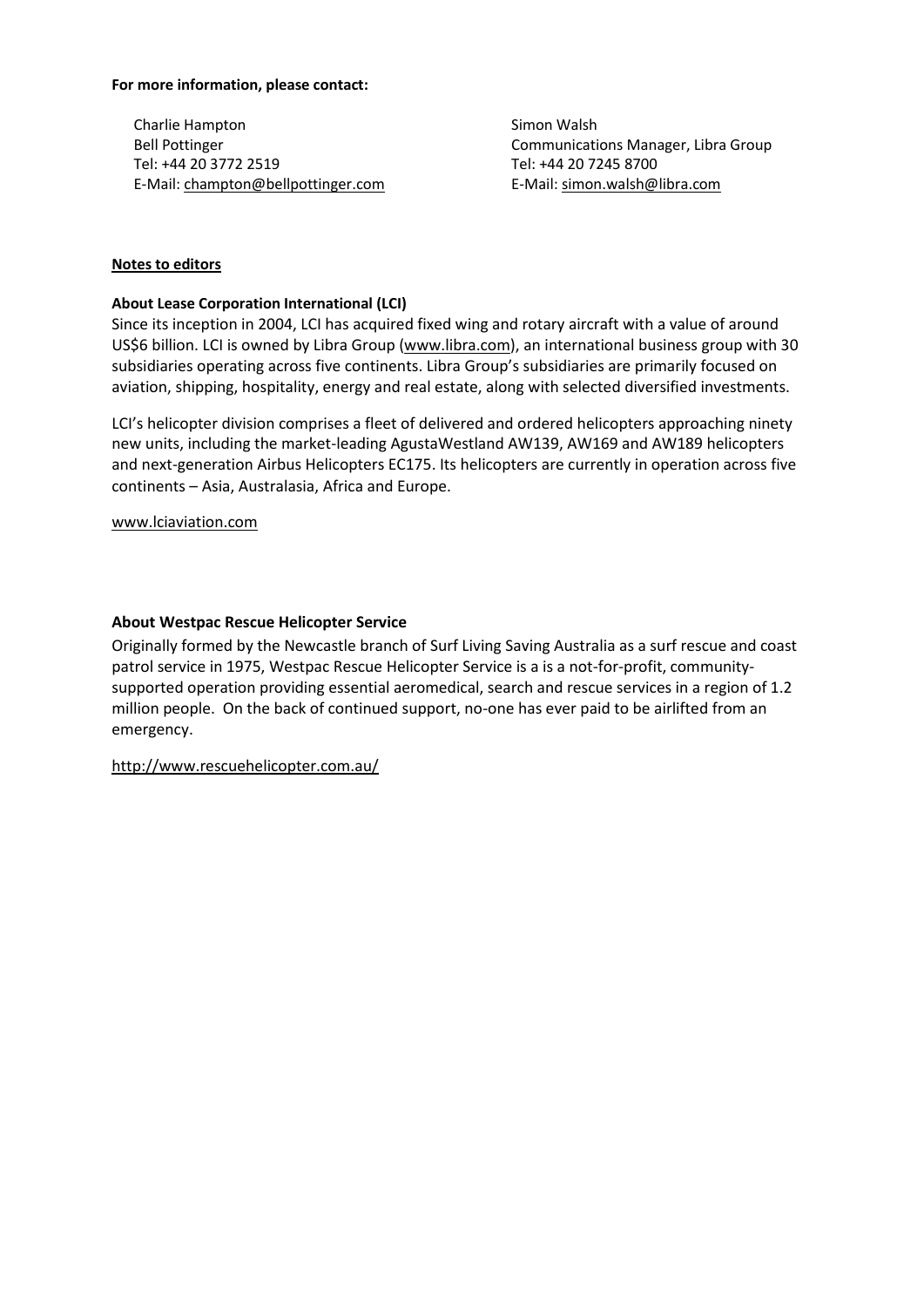**For more information, please contact:**

Charlie Hampton
Bell Pottinger
Tel: +44 20 3772 2519
E-Mail: champton@bellpottinger.com

Simon Walsh
Communications Manager, Libra Group
Tel: +44 20 7245 8700
E-Mail: simon.walsh@libra.com

**Notes to editors**

**About Lease Corporation International (LCI)**

Since its inception in 2004, LCI has acquired fixed wing and rotary aircraft with a value of around US$6 billion. LCI is owned by Libra Group (www.libra.com), an international business group with 30 subsidiaries operating across five continents. Libra Group's subsidiaries are primarily focused on aviation, shipping, hospitality, energy and real estate, along with selected diversified investments.

LCI's helicopter division comprises a fleet of delivered and ordered helicopters approaching ninety new units, including the market-leading AgustaWestland AW139, AW169 and AW189 helicopters and next-generation Airbus Helicopters EC175. Its helicopters are currently in operation across five continents – Asia, Australasia, Africa and Europe.

www.lciaviation.com

**About Westpac Rescue Helicopter Service**

Originally formed by the Newcastle branch of Surf Living Saving Australia as a surf rescue and coast patrol service in 1975, Westpac Rescue Helicopter Service is a is a not-for-profit, community-supported operation providing essential aeromedical, search and rescue services in a region of 1.2 million people. On the back of continued support, no-one has ever paid to be airlifted from an emergency.

http://www.rescuehelicopter.com.au/